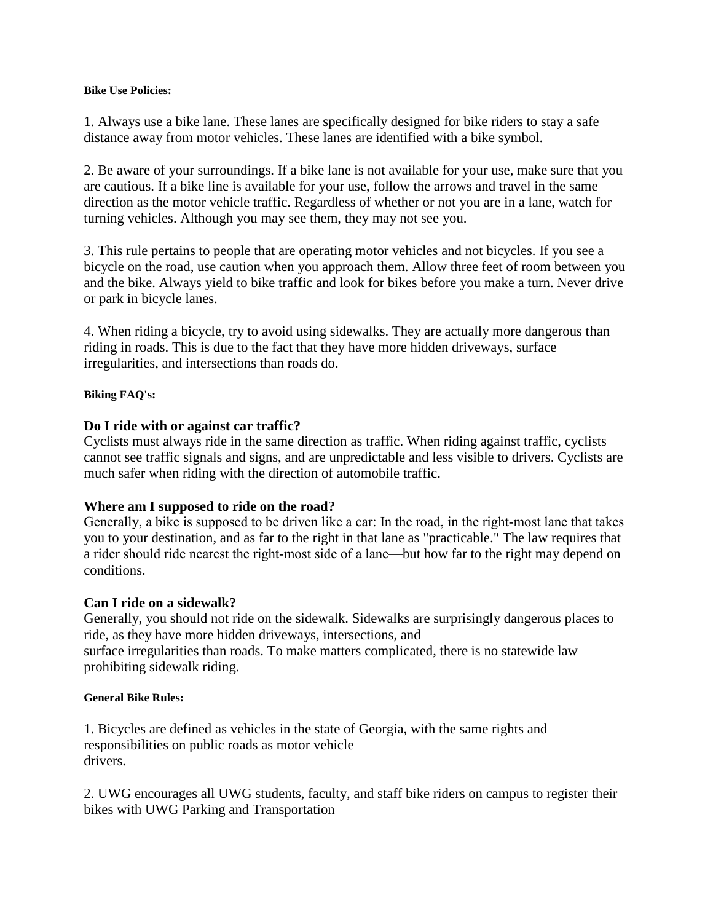**Bike Use Policies:**

1. Always use a bike lane. These lanes are specifically designed for bike riders to stay a safe distance away from motor vehicles. These lanes are identified with a bike symbol.

2. Be aware of your surroundings. If a bike lane is not available for your use, make sure that you are cautious. If a bike line is available for your use, follow the arrows and travel in the same direction as the motor vehicle traffic. Regardless of whether or not you are in a lane, watch for turning vehicles. Although you may see them, they may not see you.

3. This rule pertains to people that are operating motor vehicles and not bicycles. If you see a bicycle on the road, use caution when you approach them. Allow three feet of room between you and the bike. Always yield to bike traffic and look for bikes before you make a turn. Never drive or park in bicycle lanes.

4. When riding a bicycle, try to avoid using sidewalks. They are actually more dangerous than riding in roads. This is due to the fact that they have more hidden driveways, surface irregularities, and intersections than roads do.

**Biking FAQ's:**

### Do I ride with or against car traffic?

Cyclists must always ride in the same direction as traffic. When riding against traffic, cyclists cannot see traffic signals and signs, and are unpredictable and less visible to drivers. Cyclists are much safer when riding with the direction of automobile traffic.

### Where am I supposed to ride on the road?

Generally, a bike is supposed to be driven like a car: In the road, in the right-most lane that takes you to your destination, and as far to the right in that lane as "practicable." The law requires that a rider should ride nearest the right-most side of a lane—but how far to the right may depend on conditions.

### Can I ride on a sidewalk?

Generally, you should not ride on the sidewalk. Sidewalks are surprisingly dangerous places to ride, as they have more hidden driveways, intersections, and surface irregularities than roads. To make matters complicated, there is no statewide law prohibiting sidewalk riding.

**General Bike Rules:**

1. Bicycles are defined as vehicles in the state of Georgia, with the same rights and responsibilities on public roads as motor vehicle drivers.

2. UWG encourages all UWG students, faculty, and staff bike riders on campus to register their bikes with UWG Parking and Transportation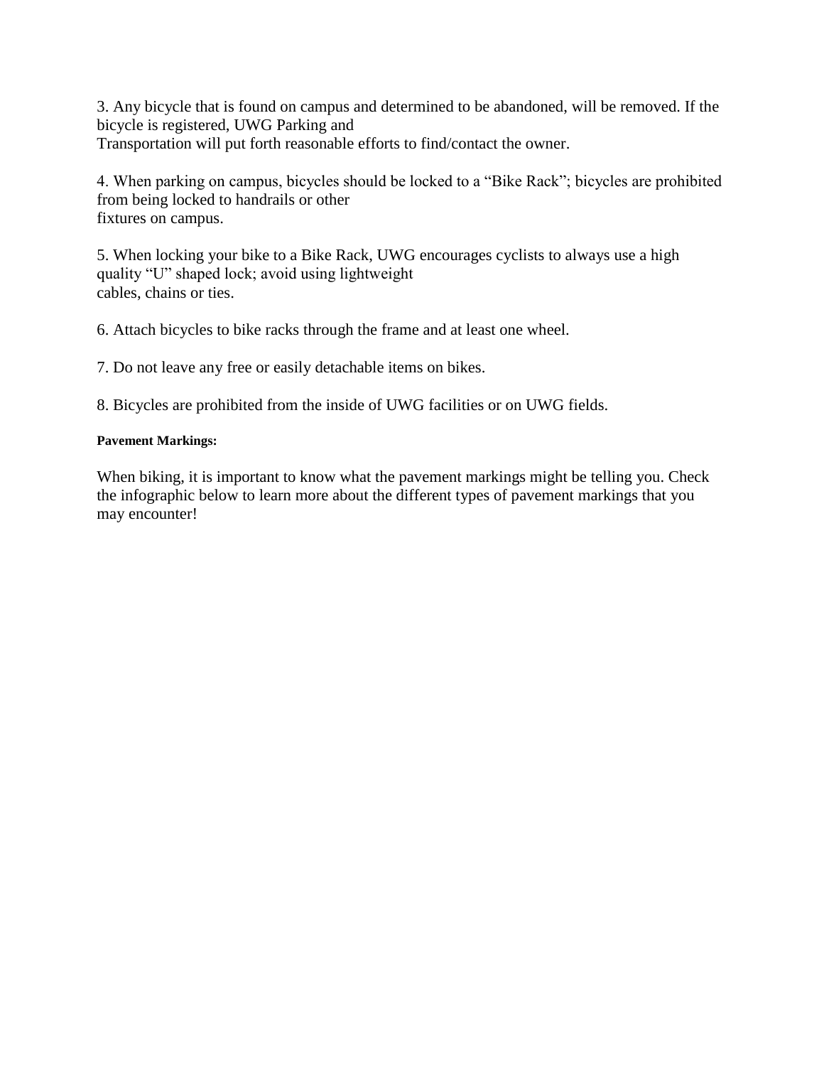3. Any bicycle that is found on campus and determined to be abandoned, will be removed. If the bicycle is registered, UWG Parking and Transportation will put forth reasonable efforts to find/contact the owner.

4. When parking on campus, bicycles should be locked to a "Bike Rack"; bicycles are prohibited from being locked to handrails or other fixtures on campus.

5. When locking your bike to a Bike Rack, UWG encourages cyclists to always use a high quality "U" shaped lock; avoid using lightweight cables, chains or ties.

6. Attach bicycles to bike racks through the frame and at least one wheel.

7. Do not leave any free or easily detachable items on bikes.

8. Bicycles are prohibited from the inside of UWG facilities or on UWG fields.

**Pavement Markings:**

When biking, it is important to know what the pavement markings might be telling you. Check the infographic below to learn more about the different types of pavement markings that you may encounter!